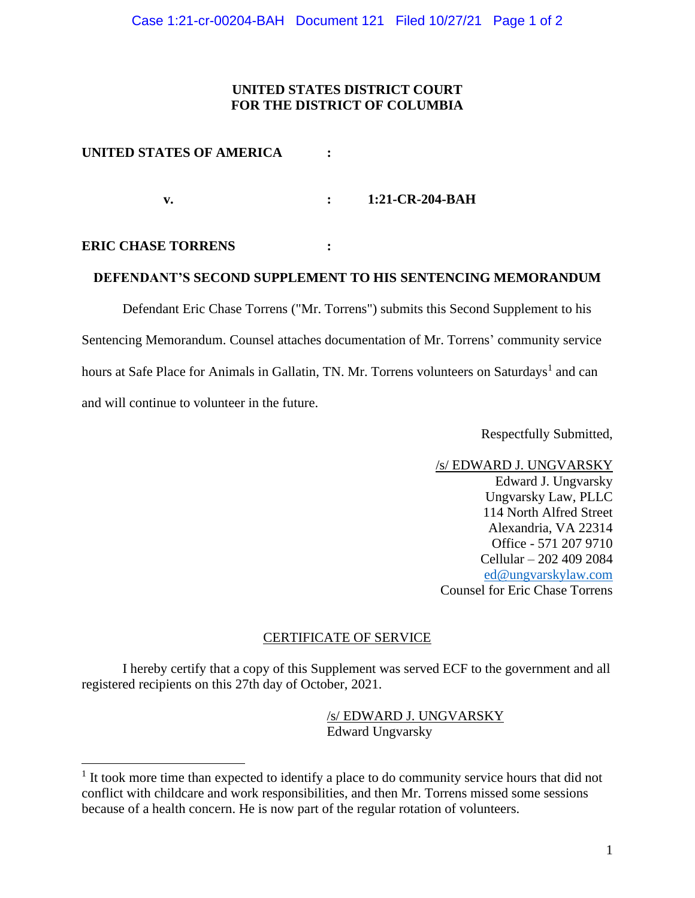**UNITED STATES DISTRICT COURT**
**FOR THE DISTRICT OF COLUMBIA**

**UNITED STATES OF AMERICA** :

**v.** : **1:21-CR-204-BAH**

**ERIC CHASE TORRENS** :

## DEFENDANT'S SECOND SUPPLEMENT TO HIS SENTENCING MEMORANDUM

Defendant Eric Chase Torrens ("Mr. Torrens") submits this Second Supplement to his Sentencing Memorandum. Counsel attaches documentation of Mr. Torrens' community service hours at Safe Place for Animals in Gallatin, TN. Mr. Torrens volunteers on Saturdays[1] and can and will continue to volunteer in the future.

Respectfully Submitted,

/s/ EDWARD J. UNGVARSKY
Edward J. Ungvarsky
Ungvarsky Law, PLLC
114 North Alfred Street
Alexandria, VA 22314
Office - 571 207 9710
Cellular – 202 409 2084
ed@ungvarskylaw.com
Counsel for Eric Chase Torrens

CERTIFICATE OF SERVICE

I hereby certify that a copy of this Supplement was served ECF to the government and all registered recipients on this 27th day of October, 2021.

/s/ EDWARD J. UNGVARSKY
Edward Ungvarsky

---

[1] It took more time than expected to identify a place to do community service hours that did not conflict with childcare and work responsibilities, and then Mr. Torrens missed some sessions because of a health concern. He is now part of the regular rotation of volunteers.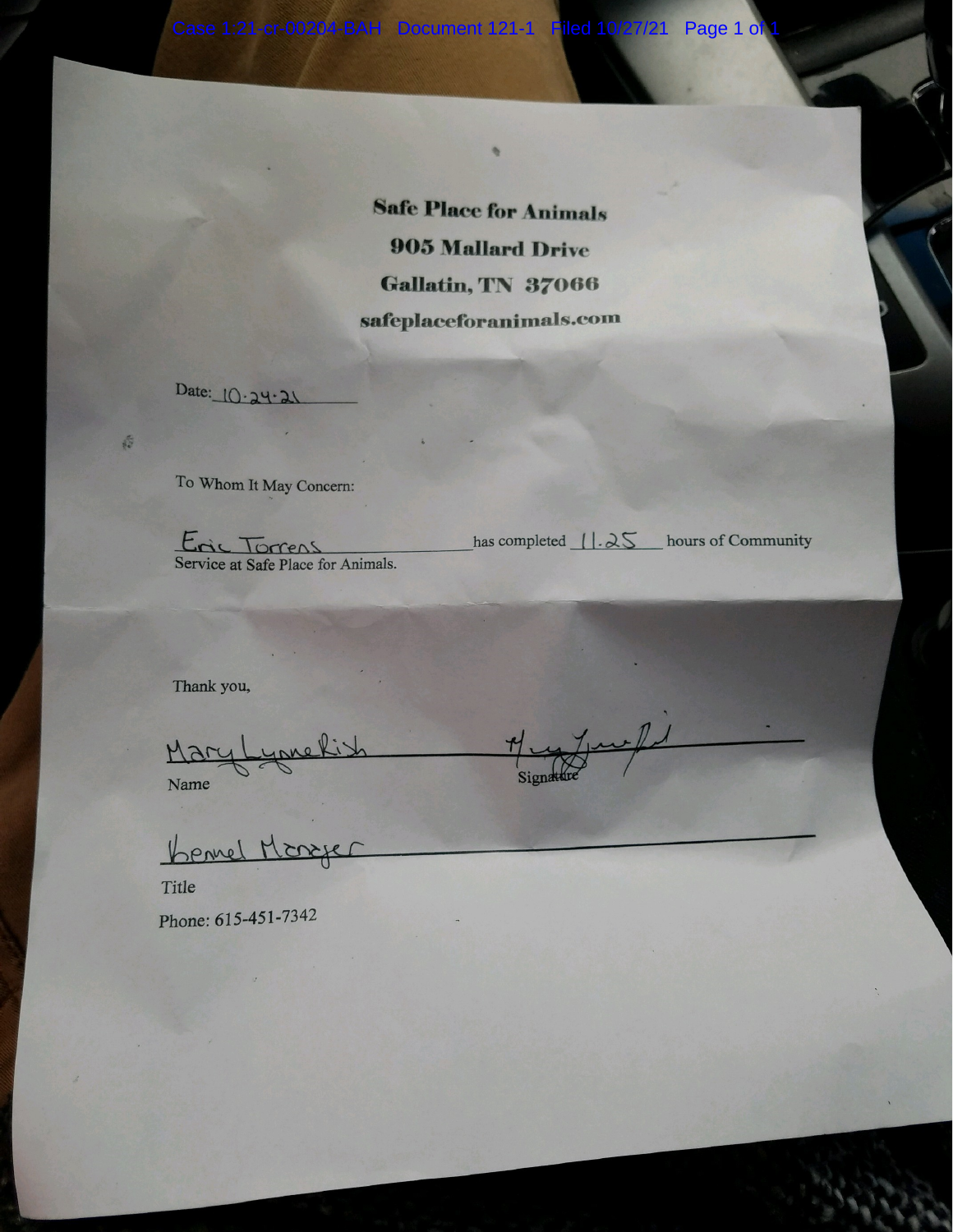**Safe Place for Animals**

**905 Mallard Drive**

**Gallatin, TN 37066**

**safeplaceforanimals.com**

Date: 10.24.21

To Whom It May Concern:

Eric Torrens has completed 11.25 hours of Community Service at Safe Place for Animals.

Thank you,

Mary Lynne Rish

Name

Signature

Kennel Manager

Title

Phone: 615-451-7342